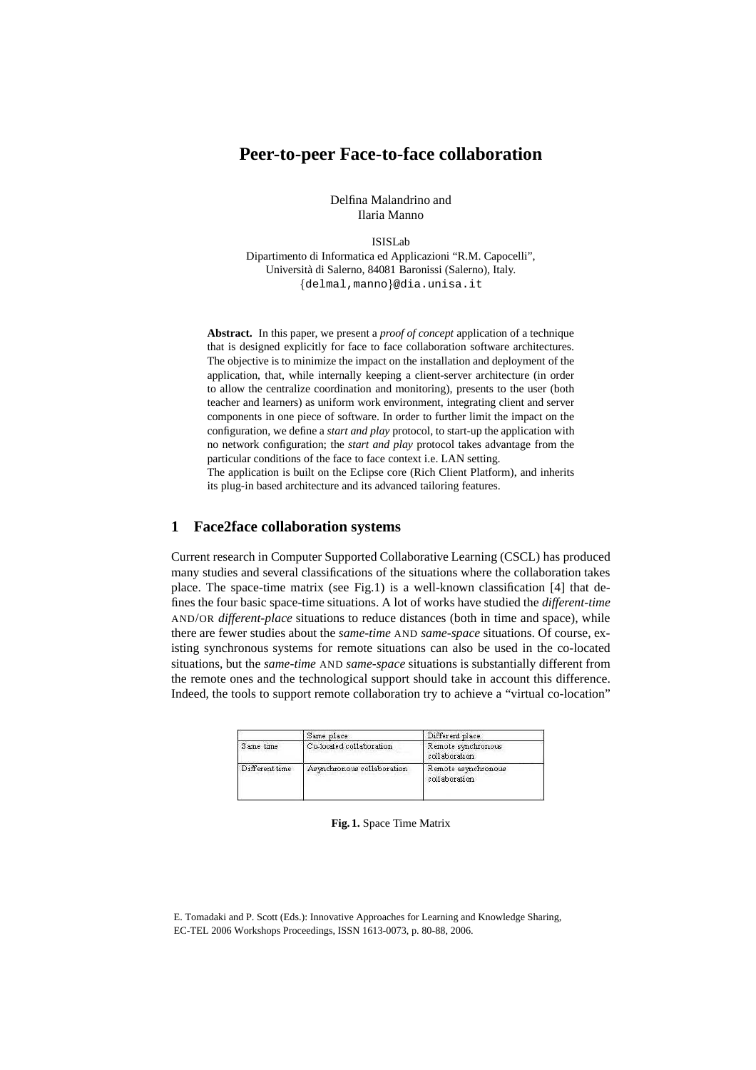# Peer-to-peer Face-to-face collaboration

Delfina Malandrino and
Ilaria Manno

ISISLab
Dipartimento di Informatica ed Applicazioni "R.M. Capocelli",
Università di Salerno, 84081 Baronissi (Salerno), Italy.
{delmal,manno}@dia.unisa.it

**Abstract.** In this paper, we present a *proof of concept* application of a technique that is designed explicitly for face to face collaboration software architectures. The objective is to minimize the impact on the installation and deployment of the application, that, while internally keeping a client-server architecture (in order to allow the centralize coordination and monitoring), presents to the user (both teacher and learners) as uniform work environment, integrating client and server components in one piece of software. In order to further limit the impact on the configuration, we define a *start and play* protocol, to start-up the application with no network configuration; the *start and play* protocol takes advantage from the particular conditions of the face to face context i.e. LAN setting.
The application is built on the Eclipse core (Rich Client Platform), and inherits its plug-in based architecture and its advanced tailoring features.

## 1 Face2face collaboration systems

Current research in Computer Supported Collaborative Learning (CSCL) has produced many studies and several classifications of the situations where the collaboration takes place. The space-time matrix (see Fig.1) is a well-known classification [4] that defines the four basic space-time situations. A lot of works have studied the *different-time* AND/OR *different-place* situations to reduce distances (both in time and space), while there are fewer studies about the *same-time* AND *same-space* situations. Of course, existing synchronous systems for remote situations can also be used in the co-located situations, but the *same-time* AND *same-space* situations is substantially different from the remote ones and the technological support should take in account this difference. Indeed, the tools to support remote collaboration try to achieve a "virtual co-location"

| | Same place | Different place |
|---|---|---|
| Same time | Co-located collaboration | Remote synchronous collaboration |
| Different time | Asynchronous collaboration | Remote asynchronous collaboration |

**Fig. 1.** Space Time Matrix

E. Tomadaki and P. Scott (Eds.): Innovative Approaches for Learning and Knowledge Sharing, EC-TEL 2006 Workshops Proceedings, ISSN 1613-0073, p. 80-88, 2006.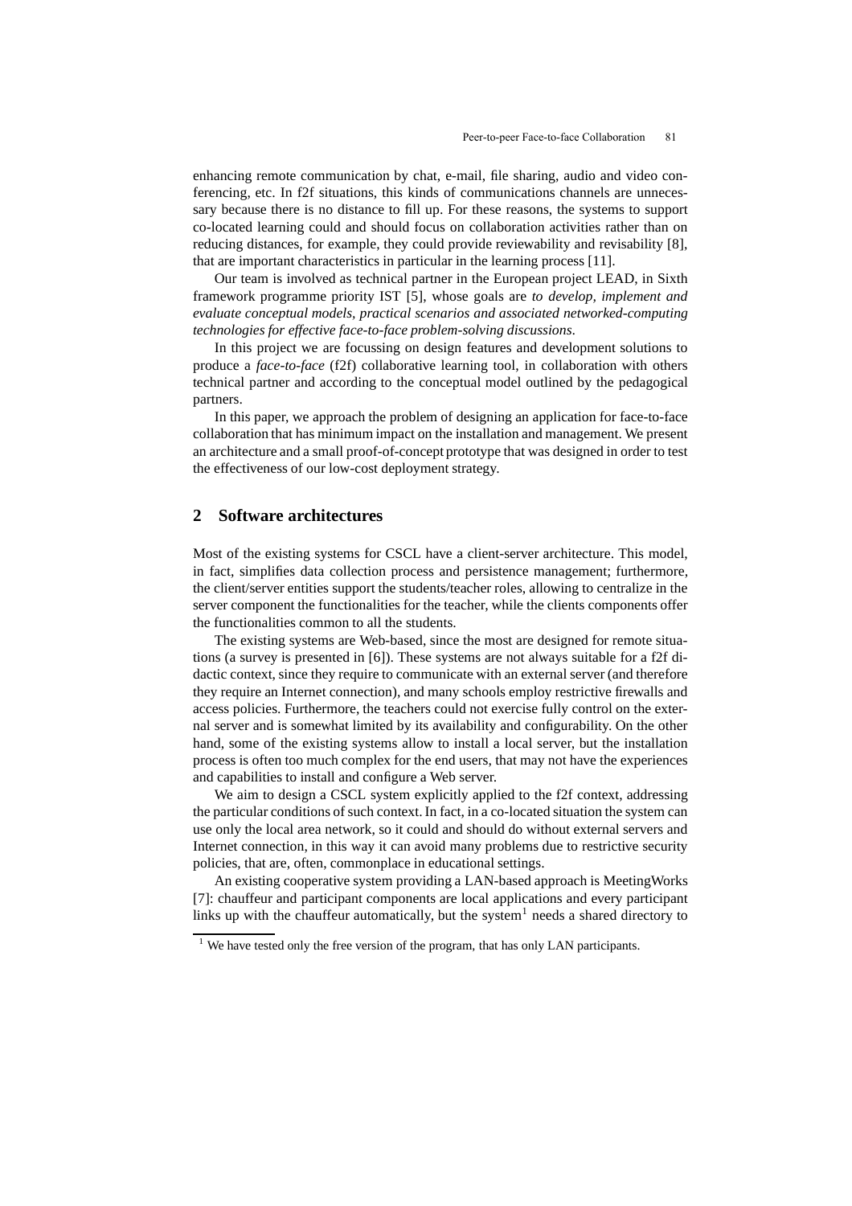enhancing remote communication by chat, e-mail, file sharing, audio and video conferencing, etc. In f2f situations, this kinds of communications channels are unnecessary because there is no distance to fill up. For these reasons, the systems to support co-located learning could and should focus on collaboration activities rather than on reducing distances, for example, they could provide reviewability and revisability [8], that are important characteristics in particular in the learning process [11].

Our team is involved as technical partner in the European project LEAD, in Sixth framework programme priority IST [5], whose goals are *to develop, implement and evaluate conceptual models, practical scenarios and associated networked-computing technologies for effective face-to-face problem-solving discussions*.

In this project we are focussing on design features and development solutions to produce a *face-to-face* (f2f) collaborative learning tool, in collaboration with others technical partner and according to the conceptual model outlined by the pedagogical partners.

In this paper, we approach the problem of designing an application for face-to-face collaboration that has minimum impact on the installation and management. We present an architecture and a small proof-of-concept prototype that was designed in order to test the effectiveness of our low-cost deployment strategy.

## 2 Software architectures

Most of the existing systems for CSCL have a client-server architecture. This model, in fact, simplifies data collection process and persistence management; furthermore, the client/server entities support the students/teacher roles, allowing to centralize in the server component the functionalities for the teacher, while the clients components offer the functionalities common to all the students.

The existing systems are Web-based, since the most are designed for remote situations (a survey is presented in [6]). These systems are not always suitable for a f2f didactic context, since they require to communicate with an external server (and therefore they require an Internet connection), and many schools employ restrictive firewalls and access policies. Furthermore, the teachers could not exercise fully control on the external server and is somewhat limited by its availability and configurability. On the other hand, some of the existing systems allow to install a local server, but the installation process is often too much complex for the end users, that may not have the experiences and capabilities to install and configure a Web server.

We aim to design a CSCL system explicitly applied to the f2f context, addressing the particular conditions of such context. In fact, in a co-located situation the system can use only the local area network, so it could and should do without external servers and Internet connection, in this way it can avoid many problems due to restrictive security policies, that are, often, commonplace in educational settings.

An existing cooperative system providing a LAN-based approach is MeetingWorks [7]: chauffeur and participant components are local applications and every participant links up with the chauffeur automatically, but the system[1] needs a shared directory to

[1] We have tested only the free version of the program, that has only LAN participants.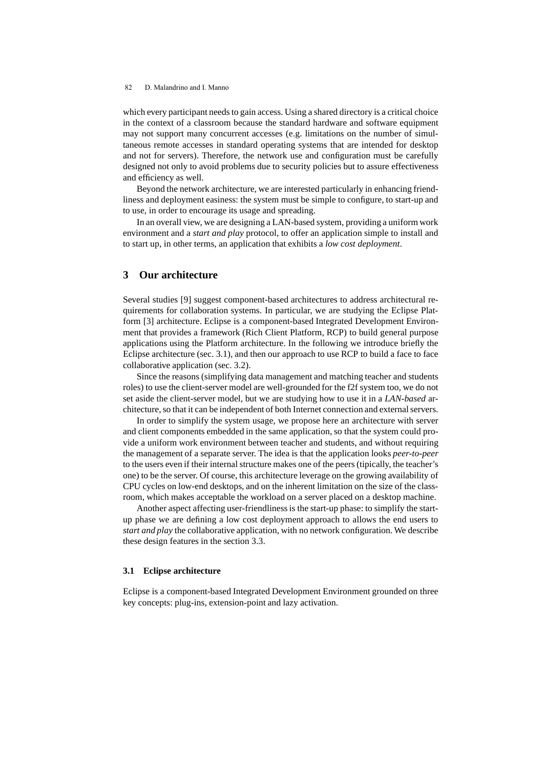which every participant needs to gain access. Using a shared directory is a critical choice in the context of a classroom because the standard hardware and software equipment may not support many concurrent accesses (e.g. limitations on the number of simultaneous remote accesses in standard operating systems that are intended for desktop and not for servers). Therefore, the network use and configuration must be carefully designed not only to avoid problems due to security policies but to assure effectiveness and efficiency as well.

Beyond the network architecture, we are interested particularly in enhancing friendliness and deployment easiness: the system must be simple to configure, to start-up and to use, in order to encourage its usage and spreading.

In an overall view, we are designing a LAN-based system, providing a uniform work environment and a *start and play* protocol, to offer an application simple to install and to start up, in other terms, an application that exhibits a *low cost deployment*.

## 3 Our architecture

Several studies [9] suggest component-based architectures to address architectural requirements for collaboration systems. In particular, we are studying the Eclipse Platform [3] architecture. Eclipse is a component-based Integrated Development Environment that provides a framework (Rich Client Platform, RCP) to build general purpose applications using the Platform architecture. In the following we introduce briefly the Eclipse architecture (sec. 3.1), and then our approach to use RCP to build a face to face collaborative application (sec. 3.2).

Since the reasons (simplifying data management and matching teacher and students roles) to use the client-server model are well-grounded for the f2f system too, we do not set aside the client-server model, but we are studying how to use it in a *LAN-based* architecture, so that it can be independent of both Internet connection and external servers.

In order to simplify the system usage, we propose here an architecture with server and client components embedded in the same application, so that the system could provide a uniform work environment between teacher and students, and without requiring the management of a separate server. The idea is that the application looks *peer-to-peer* to the users even if their internal structure makes one of the peers (tipically, the teacher's one) to be the server. Of course, this architecture leverage on the growing availability of CPU cycles on low-end desktops, and on the inherent limitation on the size of the classroom, which makes acceptable the workload on a server placed on a desktop machine.

Another aspect affecting user-friendliness is the start-up phase: to simplify the start-up phase we are defining a low cost deployment approach to allows the end users to *start and play* the collaborative application, with no network configuration. We describe these design features in the section 3.3.

### 3.1 Eclipse architecture

Eclipse is a component-based Integrated Development Environment grounded on three key concepts: plug-ins, extension-point and lazy activation.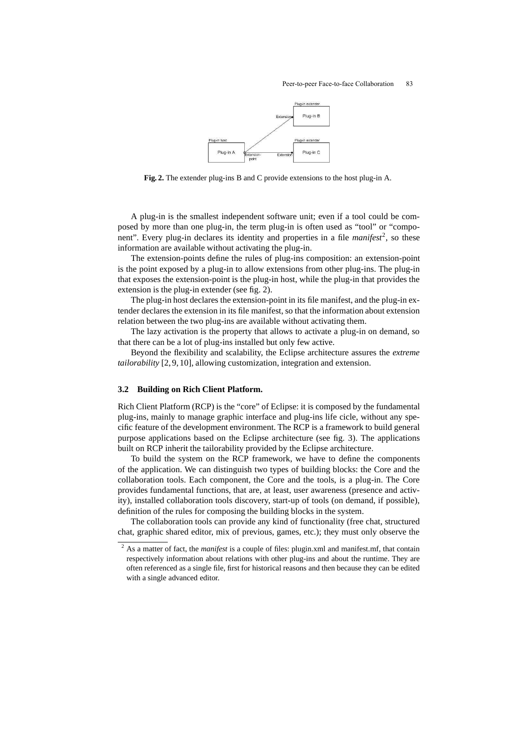**Fig. 2.** The extender plug-ins B and C provide extensions to the host plug-in A.

A plug-in is the smallest independent software unit; even if a tool could be composed by more than one plug-in, the term plug-in is often used as "tool" or "component". Every plug-in declares its identity and properties in a file *manifest*[2], so these information are available without activating the plug-in.

The extension-points define the rules of plug-ins composition: an extension-point is the point exposed by a plug-in to allow extensions from other plug-ins. The plug-in that exposes the extension-point is the plug-in host, while the plug-in that provides the extension is the plug-in extender (see fig. 2).

The plug-in host declares the extension-point in its file manifest, and the plug-in extender declares the extension in its file manifest, so that the information about extension relation between the two plug-ins are available without activating them.

The lazy activation is the property that allows to activate a plug-in on demand, so that there can be a lot of plug-ins installed but only few active.

Beyond the flexibility and scalability, the Eclipse architecture assures the *extreme tailorability* [2, 9, 10], allowing customization, integration and extension.

### 3.2 Building on Rich Client Platform.

Rich Client Platform (RCP) is the "core" of Eclipse: it is composed by the fundamental plug-ins, mainly to manage graphic interface and plug-ins life cicle, without any specific feature of the development environment. The RCP is a framework to build general purpose applications based on the Eclipse architecture (see fig. 3). The applications built on RCP inherit the tailorability provided by the Eclipse architecture.

To build the system on the RCP framework, we have to define the components of the application. We can distinguish two types of building blocks: the Core and the collaboration tools. Each component, the Core and the tools, is a plug-in. The Core provides fundamental functions, that are, at least, user awareness (presence and activity), installed collaboration tools discovery, start-up of tools (on demand, if possible), definition of the rules for composing the building blocks in the system.

The collaboration tools can provide any kind of functionality (free chat, structured chat, graphic shared editor, mix of previous, games, etc.); they must only observe the

[2] As a matter of fact, the *manifest* is a couple of files: plugin.xml and manifest.mf, that contain respectively information about relations with other plug-ins and about the runtime. They are often referenced as a single file, first for historical reasons and then because they can be edited with a single advanced editor.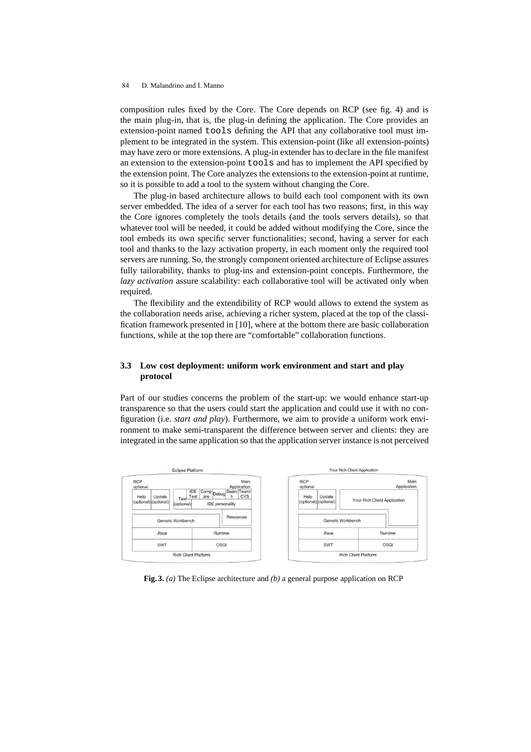composition rules fixed by the Core. The Core depends on RCP (see fig. 4) and is the main plug-in, that is, the plug-in defining the application. The Core provides an extension-point named `tools` defining the API that any collaborative tool must implement to be integrated in the system. This extension-point (like all extension-points) may have zero or more extensions. A plug-in extender has to declare in the file manifest an extension to the extension-point `tools` and has to implement the API specified by the extension point. The Core analyzes the extensions to the extension-point at runtime, so it is possible to add a tool to the system without changing the Core.

The plug-in based architecture allows to build each tool component with its own server embedded. The idea of a server for each tool has two reasons; first, in this way the Core ignores completely the tools details (and the tools servers details), so that whatever tool will be needed, it could be added without modifying the Core, since the tool embeds its own specific server functionalities; second, having a server for each tool and thanks to the lazy activation property, in each moment only the required tool servers are running. So, the strongly component oriented architecture of Eclipse assures fully tailorability, thanks to plug-ins and extension-point concepts. Furthermore, the *lazy activation* assure scalability: each collaborative tool will be activated only when required.

The flexibility and the extendibility of RCP would allows to extend the system as the collaboration needs arise, achieving a richer system, placed at the top of the classification framework presented in [10], where at the bottom there are basic collaboration functions, while at the top there are "comfortable" collaboration functions.

### 3.3 Low cost deployment: uniform work environment and start and play protocol

Part of our studies concerns the problem of the start-up: we would enhance start-up transparence so that the users could start the application and could use it with no configuration (i.e. *start and play*). Furthermore, we aim to provide a uniform work environment to make semi-transparent the difference between server and clients: they are integrated in the same application so that the application server instance is not perceived

**Fig. 3.** *(a)* The Eclipse architecture and *(b)* a general purpose application on RCP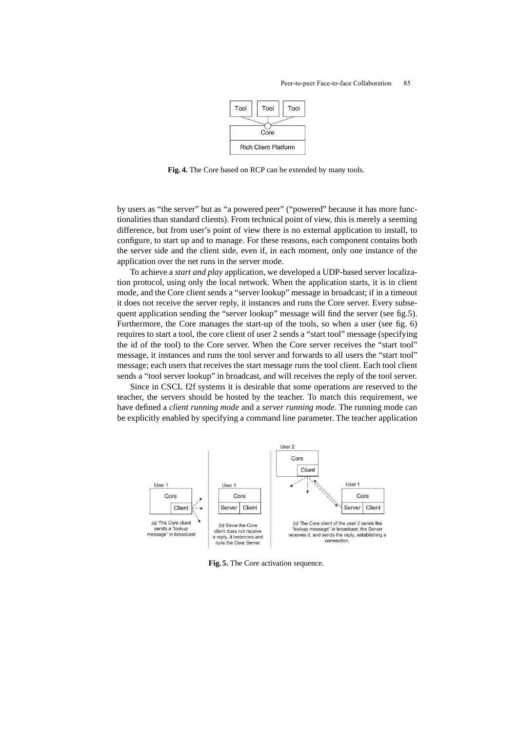Fig. 4. The Core based on RCP can be extended by many tools.

by users as "the server" but as "a powered peer" ("powered" because it has more functionalities than standard clients). From technical point of view, this is merely a seeming difference, but from user's point of view there is no external application to install, to configure, to start up and to manage. For these reasons, each component contains both the server side and the client side, even if, in each moment, only one instance of the application over the net runs in the server mode.

To achieve a *start and play* application, we developed a UDP-based server localization protocol, using only the local network. When the application starts, it is in client mode, and the Core client sends a "server lookup" message in broadcast; if in a timeout it does not receive the server reply, it instances and runs the Core server. Every subsequent application sending the "server lookup" message will find the server (see fig.5). Furthermore, the Core manages the start-up of the tools, so when a user (see fig. 6) requires to start a tool, the core client of user 2 sends a "start tool" message (specifying the id of the tool) to the Core server. When the Core server receives the "start tool" message, it instances and runs the tool server and forwards to all users the "start tool" message; each users that receives the start message runs the tool client. Each tool client sends a "tool server lookup" in broadcast, and will receives the reply of the tool server.

Since in CSCL f2f systems it is desirable that some operations are reserved to the teacher, the servers should be hosted by the teacher. To match this requirement, we have defined a *client running mode* and a *server running mode*. The running mode can be explicitly enabled by specifying a command line parameter. The teacher application

Fig. 5. The Core activation sequence.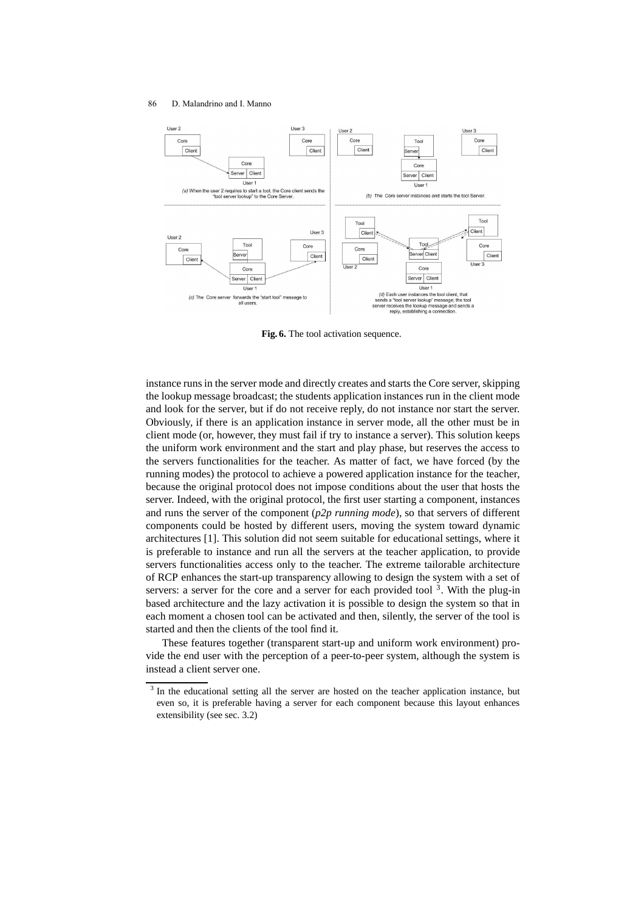Fig. 6. The tool activation sequence.

instance runs in the server mode and directly creates and starts the Core server, skipping the lookup message broadcast; the students application instances run in the client mode and look for the server, but if do not receive reply, do not instance nor start the server. Obviously, if there is an application instance in server mode, all the other must be in client mode (or, however, they must fail if try to instance a server). This solution keeps the uniform work environment and the start and play phase, but reserves the access to the servers functionalities for the teacher. As matter of fact, we have forced (by the running modes) the protocol to achieve a powered application instance for the teacher, because the original protocol does not impose conditions about the user that hosts the server. Indeed, with the original protocol, the first user starting a component, instances and runs the server of the component (*p2p running mode*), so that servers of different components could be hosted by different users, moving the system toward dynamic architectures [1]. This solution did not seem suitable for educational settings, where it is preferable to instance and run all the servers at the teacher application, to provide servers functionalities access only to the teacher. The extreme tailorable architecture of RCP enhances the start-up transparency allowing to design the system with a set of servers: a server for the core and a server for each provided tool [3]. With the plug-in based architecture and the lazy activation it is possible to design the system so that in each moment a chosen tool can be activated and then, silently, the server of the tool is started and then the clients of the tool find it.

These features together (transparent start-up and uniform work environment) provide the end user with the perception of a peer-to-peer system, although the system is instead a client server one.

[3] In the educational setting all the server are hosted on the teacher application instance, but even so, it is preferable having a server for each component because this layout enhances extensibility (see sec. 3.2)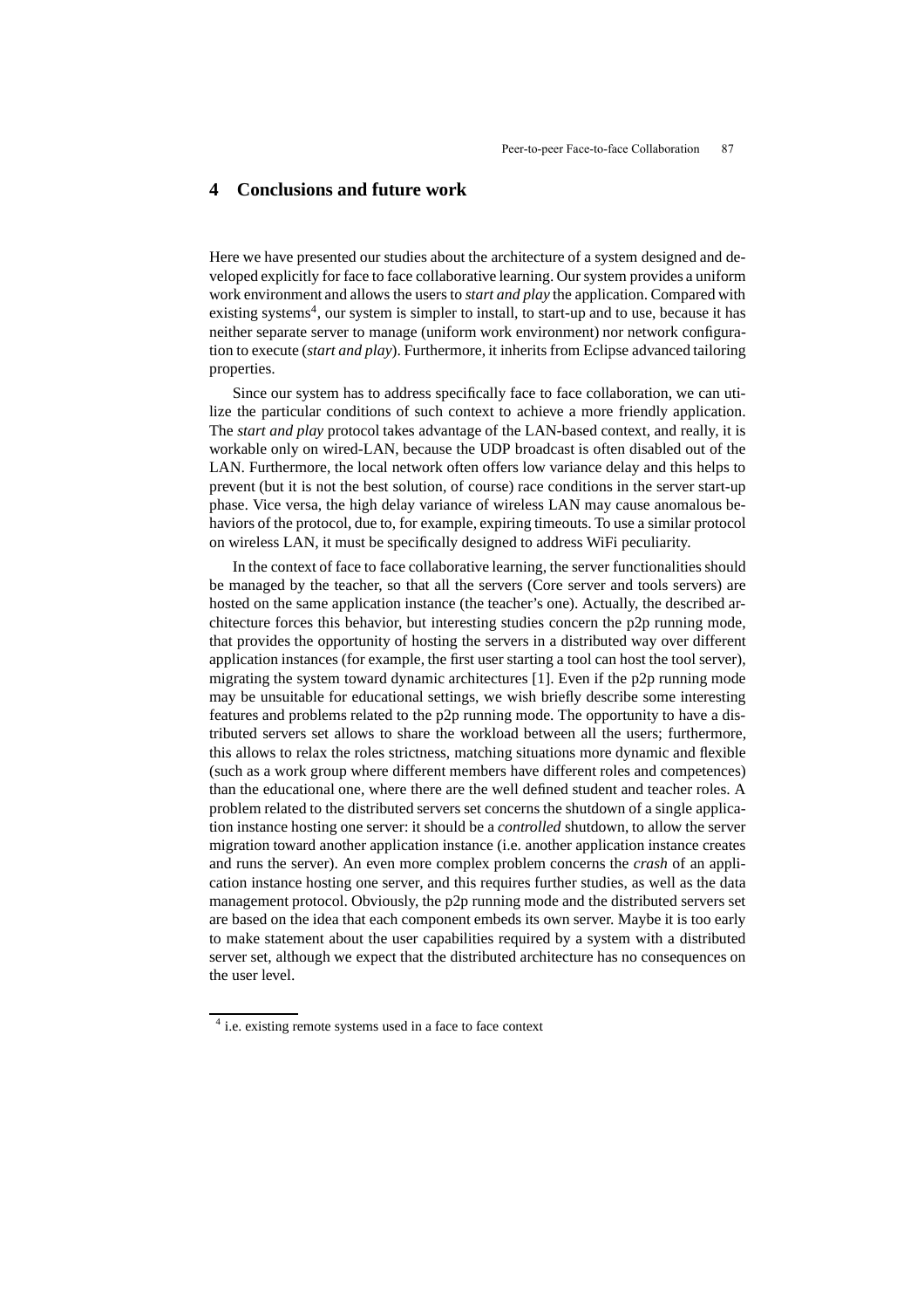## 4 Conclusions and future work

Here we have presented our studies about the architecture of a system designed and developed explicitly for face to face collaborative learning. Our system provides a uniform work environment and allows the users to *start and play* the application. Compared with existing systems[4], our system is simpler to install, to start-up and to use, because it has neither separate server to manage (uniform work environment) nor network configuration to execute (*start and play*). Furthermore, it inherits from Eclipse advanced tailoring properties.

Since our system has to address specifically face to face collaboration, we can utilize the particular conditions of such context to achieve a more friendly application. The *start and play* protocol takes advantage of the LAN-based context, and really, it is workable only on wired-LAN, because the UDP broadcast is often disabled out of the LAN. Furthermore, the local network often offers low variance delay and this helps to prevent (but it is not the best solution, of course) race conditions in the server start-up phase. Vice versa, the high delay variance of wireless LAN may cause anomalous behaviors of the protocol, due to, for example, expiring timeouts. To use a similar protocol on wireless LAN, it must be specifically designed to address WiFi peculiarity.

In the context of face to face collaborative learning, the server functionalities should be managed by the teacher, so that all the servers (Core server and tools servers) are hosted on the same application instance (the teacher's one). Actually, the described architecture forces this behavior, but interesting studies concern the p2p running mode, that provides the opportunity of hosting the servers in a distributed way over different application instances (for example, the first user starting a tool can host the tool server), migrating the system toward dynamic architectures [1]. Even if the p2p running mode may be unsuitable for educational settings, we wish briefly describe some interesting features and problems related to the p2p running mode. The opportunity to have a distributed servers set allows to share the workload between all the users; furthermore, this allows to relax the roles strictness, matching situations more dynamic and flexible (such as a work group where different members have different roles and competences) than the educational one, where there are the well defined student and teacher roles. A problem related to the distributed servers set concerns the shutdown of a single application instance hosting one server: it should be a *controlled* shutdown, to allow the server migration toward another application instance (i.e. another application instance creates and runs the server). An even more complex problem concerns the *crash* of an application instance hosting one server, and this requires further studies, as well as the data management protocol. Obviously, the p2p running mode and the distributed servers set are based on the idea that each component embeds its own server. Maybe it is too early to make statement about the user capabilities required by a system with a distributed server set, although we expect that the distributed architecture has no consequences on the user level.

[4] i.e. existing remote systems used in a face to face context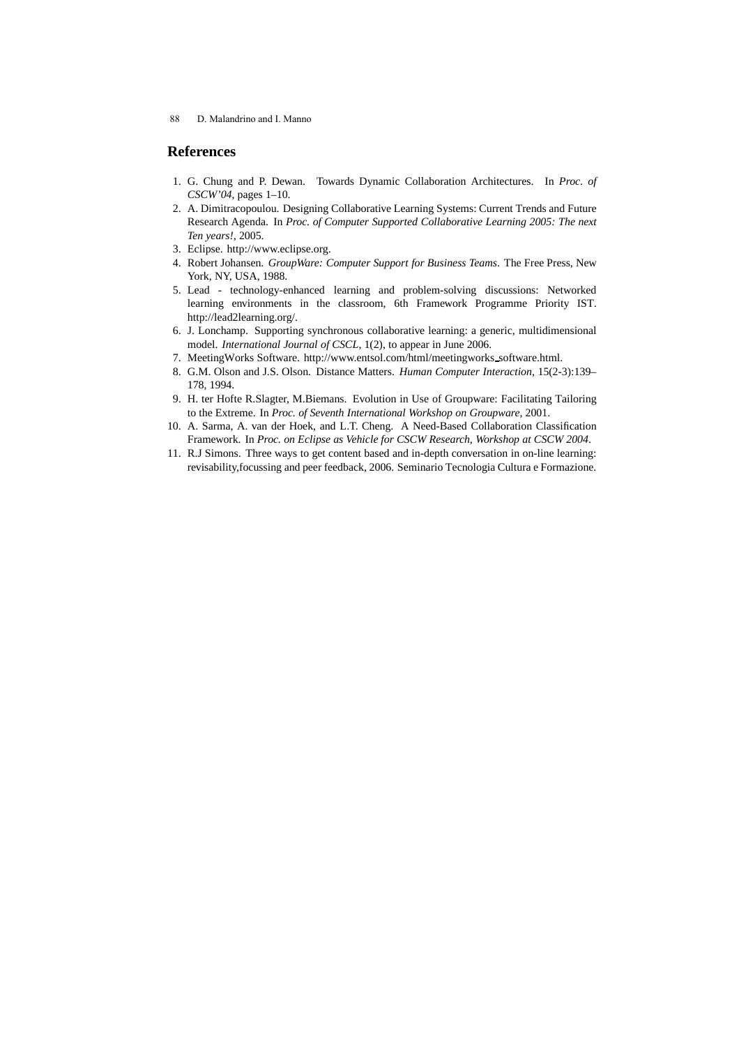## References

1. G. Chung and P. Dewan. Towards Dynamic Collaboration Architectures. In *Proc. of CSCW'04*, pages 1–10.
2. A. Dimitracopoulou. Designing Collaborative Learning Systems: Current Trends and Future Research Agenda. In *Proc. of Computer Supported Collaborative Learning 2005: The next Ten years!*, 2005.
3. Eclipse. http://www.eclipse.org.
4. Robert Johansen. *GroupWare: Computer Support for Business Teams*. The Free Press, New York, NY, USA, 1988.
5. Lead - technology-enhanced learning and problem-solving discussions: Networked learning environments in the classroom, 6th Framework Programme Priority IST. http://lead2learning.org/.
6. J. Lonchamp. Supporting synchronous collaborative learning: a generic, multidimensional model. *International Journal of CSCL*, 1(2), to appear in June 2006.
7. MeetingWorks Software. http://www.entsol.com/html/meetingworks_software.html.
8. G.M. Olson and J.S. Olson. Distance Matters. *Human Computer Interaction*, 15(2-3):139–178, 1994.
9. H. ter Hofte R.Slagter, M.Biemans. Evolution in Use of Groupware: Facilitating Tailoring to the Extreme. In *Proc. of Seventh International Workshop on Groupware*, 2001.
10. A. Sarma, A. van der Hoek, and L.T. Cheng. A Need-Based Collaboration Classification Framework. In *Proc. on Eclipse as Vehicle for CSCW Research, Workshop at CSCW 2004*.
11. R.J Simons. Three ways to get content based and in-depth conversation in on-line learning: revisability,focussing and peer feedback, 2006. Seminario Tecnologia Cultura e Formazione.